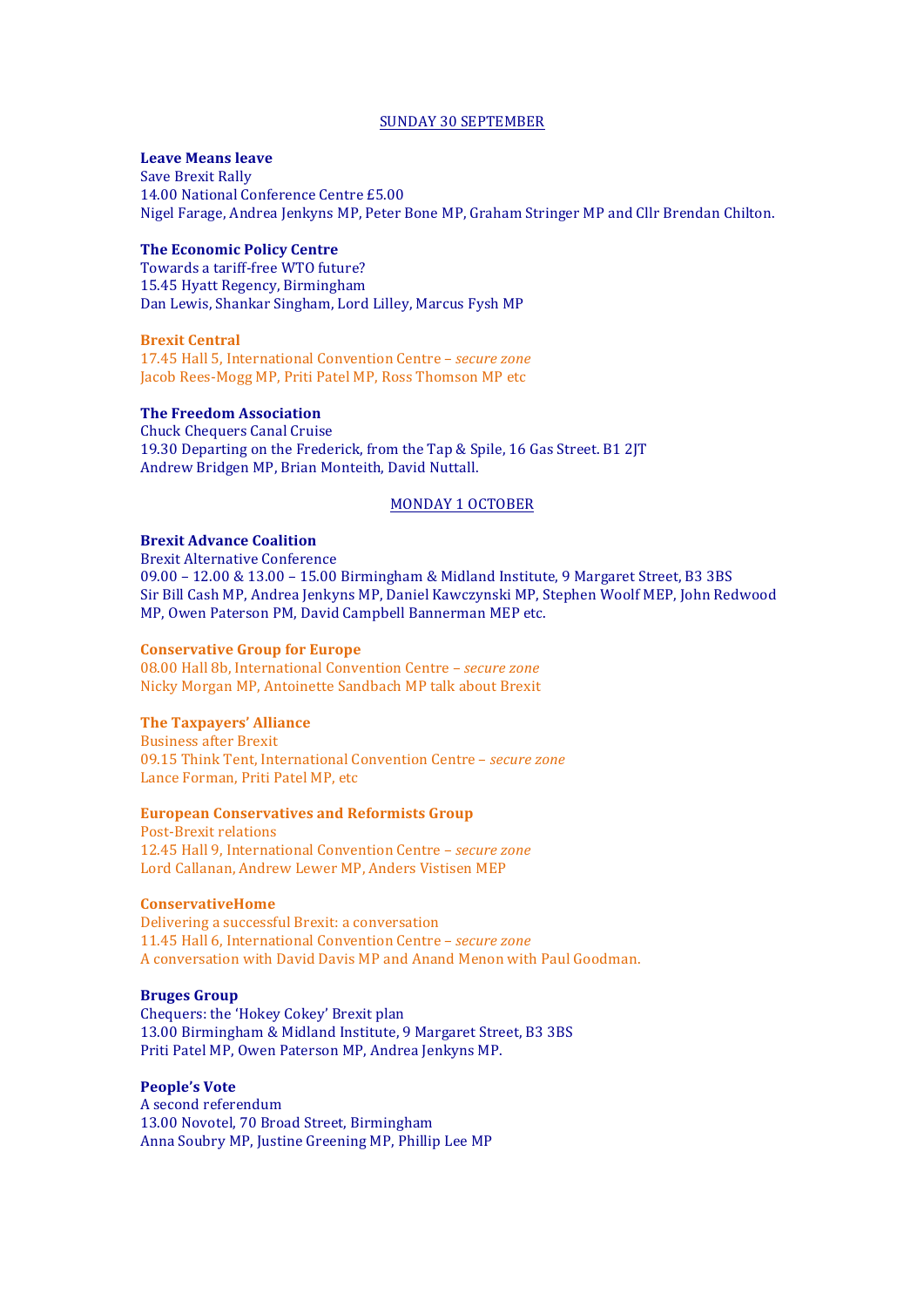<u>SUNDAY 30 SEPTEMBER</u>

**Leave Means leave**
Save Brexit Rally
14.00 National Conference Centre £5.00
Nigel Farage, Andrea Jenkyns MP, Peter Bone MP, Graham Stringer MP and Cllr Brendan Chilton.

**The Economic Policy Centre**
Towards a tariff-free WTO future?
15.45 Hyatt Regency, Birmingham
Dan Lewis, Shankar Singham, Lord Lilley, Marcus Fysh MP

**Brexit Central**
17.45 Hall 5, International Convention Centre – *secure zone*
Jacob Rees-Mogg MP, Priti Patel MP, Ross Thomson MP etc

**The Freedom Association**
Chuck Chequers Canal Cruise
19.30 Departing on the Frederick, from the Tap & Spile, 16 Gas Street. B1 2JT
Andrew Bridgen MP, Brian Monteith, David Nuttall.

<u>MONDAY 1 OCTOBER</u>

**Brexit Advance Coalition**
Brexit Alternative Conference
09.00 – 12.00 & 13.00 – 15.00 Birmingham & Midland Institute, 9 Margaret Street, B3 3BS
Sir Bill Cash MP, Andrea Jenkyns MP, Daniel Kawczynski MP, Stephen Woolf MEP, John Redwood MP, Owen Paterson PM, David Campbell Bannerman MEP etc.

**Conservative Group for Europe**
08.00 Hall 8b, International Convention Centre – *secure zone*
Nicky Morgan MP, Antoinette Sandbach MP talk about Brexit

**The Taxpayers' Alliance**
Business after Brexit
09.15 Think Tent, International Convention Centre – *secure zone*
Lance Forman, Priti Patel MP, etc

**European Conservatives and Reformists Group**
Post-Brexit relations
12.45 Hall 9, International Convention Centre – *secure zone*
Lord Callanan, Andrew Lewer MP, Anders Vistisen MEP

**ConservativeHome**
Delivering a successful Brexit: a conversation
11.45 Hall 6, International Convention Centre – *secure zone*
A conversation with David Davis MP and Anand Menon with Paul Goodman.

**Bruges Group**
Chequers: the 'Hokey Cokey' Brexit plan
13.00 Birmingham & Midland Institute, 9 Margaret Street, B3 3BS
Priti Patel MP, Owen Paterson MP, Andrea Jenkyns MP.

**People's Vote**
A second referendum
13.00 Novotel, 70 Broad Street, Birmingham
Anna Soubry MP, Justine Greening MP, Phillip Lee MP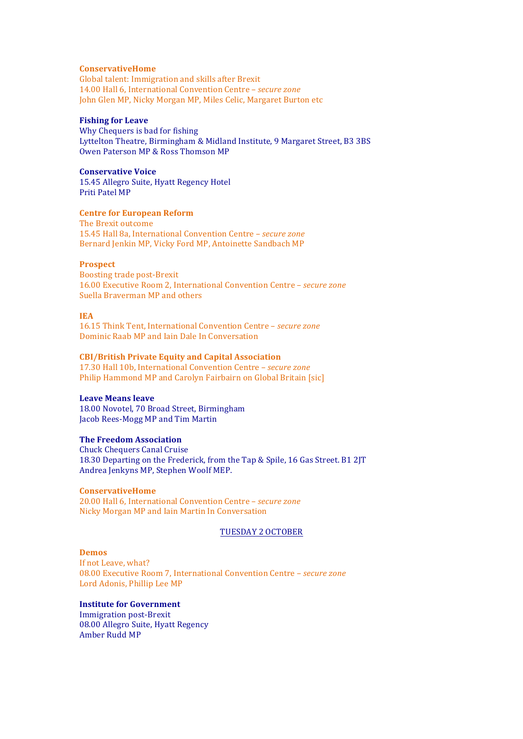**ConservativeHome**
Global talent: Immigration and skills after Brexit
14.00 Hall 6, International Convention Centre – *secure zone*
John Glen MP, Nicky Morgan MP, Miles Celic, Margaret Burton etc

**Fishing for Leave**
Why Chequers is bad for fishing
Lyttelton Theatre, Birmingham & Midland Institute, 9 Margaret Street, B3 3BS
Owen Paterson MP & Ross Thomson MP

**Conservative Voice**
15.45 Allegro Suite, Hyatt Regency Hotel
Priti Patel MP

**Centre for European Reform**
The Brexit outcome
15.45 Hall 8a, International Convention Centre – *secure zone*
Bernard Jenkin MP, Vicky Ford MP, Antoinette Sandbach MP

**Prospect**
Boosting trade post-Brexit
16.00 Executive Room 2, International Convention Centre – *secure zone*
Suella Braverman MP and others

**IEA**
16.15 Think Tent, International Convention Centre – *secure zone*
Dominic Raab MP and Iain Dale In Conversation

**CBI/British Private Equity and Capital Association**
17.30 Hall 10b, International Convention Centre – *secure zone*
Philip Hammond MP and Carolyn Fairbairn on Global Britain [sic]

**Leave Means leave**
18.00 Novotel, 70 Broad Street, Birmingham
Jacob Rees-Mogg MP and Tim Martin

**The Freedom Association**
Chuck Chequers Canal Cruise
18.30 Departing on the Frederick, from the Tap & Spile, 16 Gas Street. B1 2JT
Andrea Jenkyns MP, Stephen Woolf MEP.

**ConservativeHome**
20.00 Hall 6, International Convention Centre – *secure zone*
Nicky Morgan MP and Iain Martin In Conversation

## TUESDAY 2 OCTOBER

**Demos**
If not Leave, what?
08.00 Executive Room 7, International Convention Centre – *secure zone*
Lord Adonis, Phillip Lee MP

**Institute for Government**
Immigration post-Brexit
08.00 Allegro Suite, Hyatt Regency
Amber Rudd MP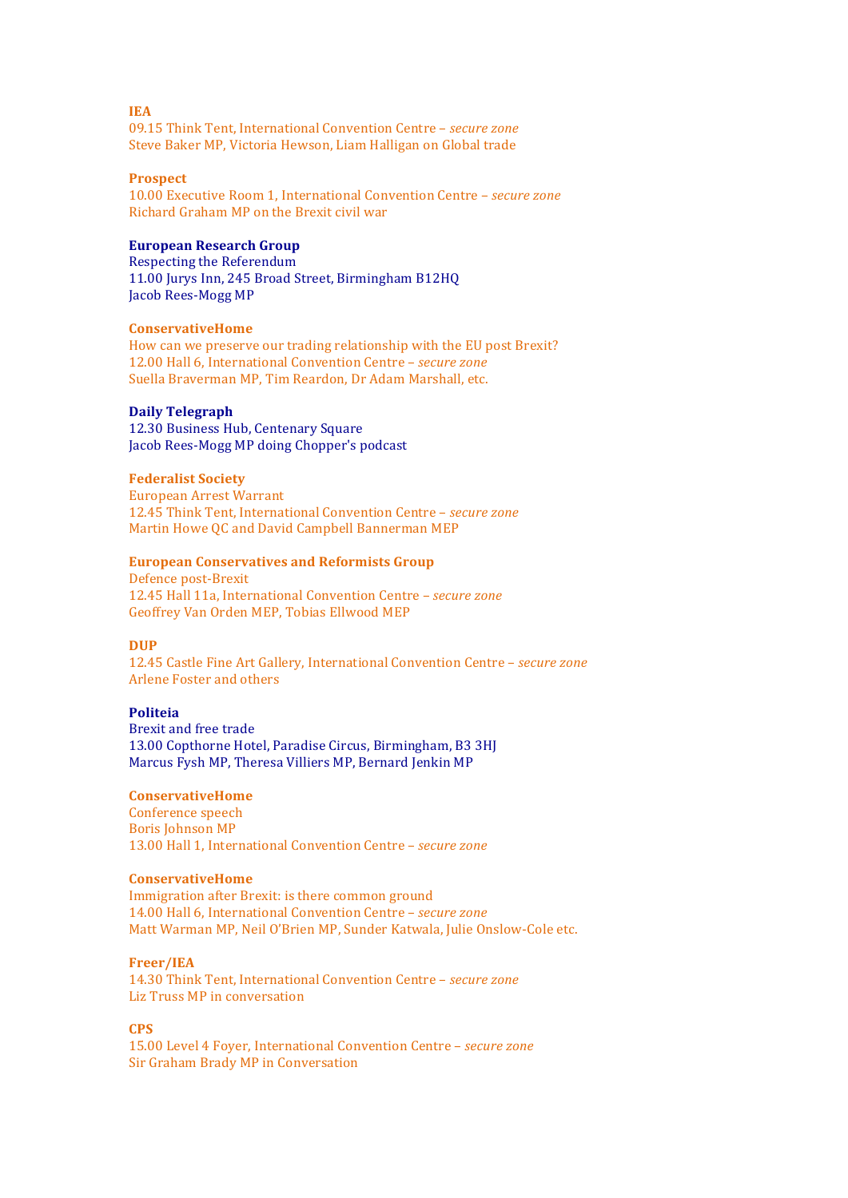**IEA**
09.15 Think Tent, International Convention Centre – *secure zone*
Steve Baker MP, Victoria Hewson, Liam Halligan on Global trade

**Prospect**
10.00 Executive Room 1, International Convention Centre – *secure zone*
Richard Graham MP on the Brexit civil war

**European Research Group**
Respecting the Referendum
11.00 Jurys Inn, 245 Broad Street, Birmingham B12HQ
Jacob Rees-Mogg MP

**ConservativeHome**
How can we preserve our trading relationship with the EU post Brexit?
12.00 Hall 6, International Convention Centre – *secure zone*
Suella Braverman MP, Tim Reardon, Dr Adam Marshall, etc.

**Daily Telegraph**
12.30 Business Hub, Centenary Square
Jacob Rees-Mogg MP doing Chopper's podcast

**Federalist Society**
European Arrest Warrant
12.45 Think Tent, International Convention Centre – *secure zone*
Martin Howe QC and David Campbell Bannerman MEP

**European Conservatives and Reformists Group**
Defence post-Brexit
12.45 Hall 11a, International Convention Centre – *secure zone*
Geoffrey Van Orden MEP, Tobias Ellwood MEP

**DUP**
12.45 Castle Fine Art Gallery, International Convention Centre – *secure zone*
Arlene Foster and others

**Politeia**
Brexit and free trade
13.00 Copthorne Hotel, Paradise Circus, Birmingham, B3 3HJ
Marcus Fysh MP, Theresa Villiers MP, Bernard Jenkin MP

**ConservativeHome**
Conference speech
Boris Johnson MP
13.00 Hall 1, International Convention Centre – *secure zone*

**ConservativeHome**
Immigration after Brexit: is there common ground
14.00 Hall 6, International Convention Centre – *secure zone*
Matt Warman MP, Neil O'Brien MP, Sunder Katwala, Julie Onslow-Cole etc.

**Freer/IEA**
14.30 Think Tent, International Convention Centre – *secure zone*
Liz Truss MP in conversation

**CPS**
15.00 Level 4 Foyer, International Convention Centre – *secure zone*
Sir Graham Brady MP in Conversation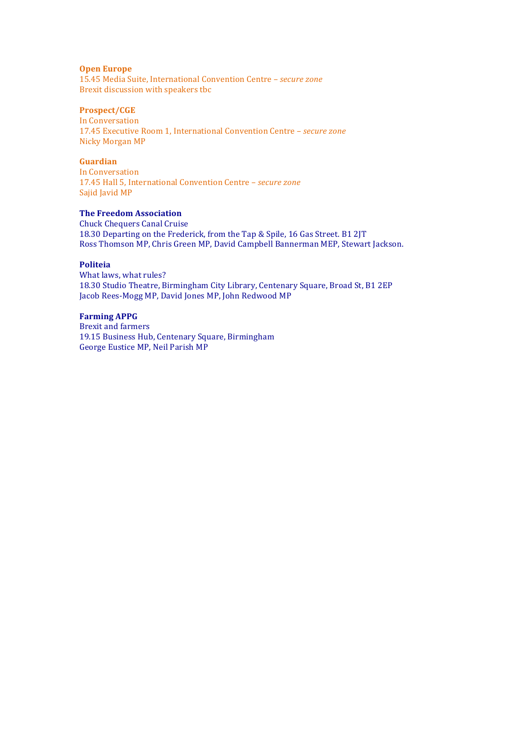**Open Europe**
15.45 Media Suite, International Convention Centre – *secure zone*
Brexit discussion with speakers tbc

**Prospect/CGE**
In Conversation
17.45 Executive Room 1, International Convention Centre – *secure zone*
Nicky Morgan MP

**Guardian**
In Conversation
17.45 Hall 5, International Convention Centre – *secure zone*
Sajid Javid MP

**The Freedom Association**
Chuck Chequers Canal Cruise
18.30 Departing on the Frederick, from the Tap & Spile, 16 Gas Street. B1 2JT
Ross Thomson MP, Chris Green MP, David Campbell Bannerman MEP, Stewart Jackson.

**Politeia**
What laws, what rules?
18.30 Studio Theatre, Birmingham City Library, Centenary Square, Broad St, B1 2EP
Jacob Rees-Mogg MP, David Jones MP, John Redwood MP

**Farming APPG**
Brexit and farmers
19.15 Business Hub, Centenary Square, Birmingham
George Eustice MP, Neil Parish MP